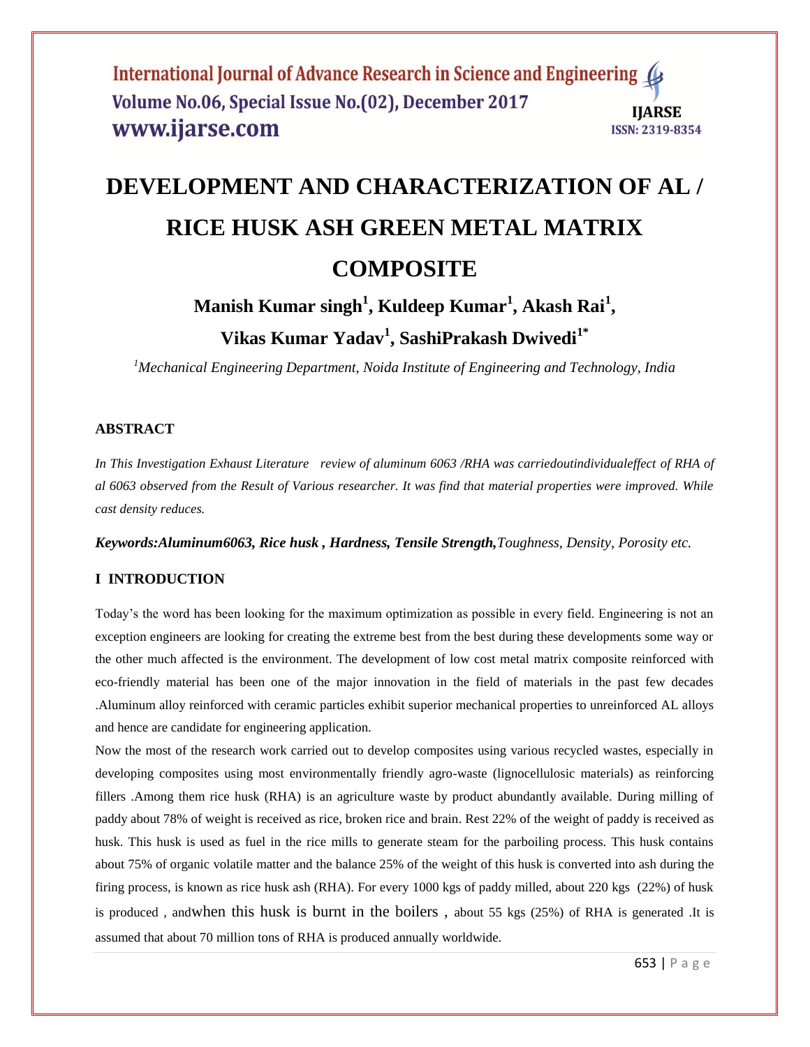# DEVELOPMENT AND CHARACTERIZATION OF AL / RICE HUSK ASH GREEN METAL MATRIX COMPOSITE

**Manish Kumar singh[1], Kuldeep Kumar[1], Akash Rai[1], Vikas Kumar Yadav[1], SashiPrakash Dwivedi[1*]**

*[1]Mechanical Engineering Department, Noida Institute of Engineering and Technology, India*

## ABSTRACT

*In This Investigation Exhaust Literature review of aluminum 6063 /RHA was carriedoutindividualeffect of RHA of al 6063 observed from the Result of Various researcher. It was find that material properties were improved. While cast density reduces.*

***Keywords:Aluminum6063, Rice husk , Hardness, Tensile Strength,****Toughness, Density, Porosity etc.*

## I INTRODUCTION

Today's the word has been looking for the maximum optimization as possible in every field. Engineering is not an exception engineers are looking for creating the extreme best from the best during these developments some way or the other much affected is the environment. The development of low cost metal matrix composite reinforced with eco-friendly material has been one of the major innovation in the field of materials in the past few decades .Aluminum alloy reinforced with ceramic particles exhibit superior mechanical properties to unreinforced AL alloys and hence are candidate for engineering application.

Now the most of the research work carried out to develop composites using various recycled wastes, especially in developing composites using most environmentally friendly agro-waste (lignocellulosic materials) as reinforcing fillers .Among them rice husk (RHA) is an agriculture waste by product abundantly available. During milling of paddy about 78% of weight is received as rice, broken rice and brain. Rest 22% of the weight of paddy is received as husk. This husk is used as fuel in the rice mills to generate steam for the parboiling process. This husk contains about 75% of organic volatile matter and the balance 25% of the weight of this husk is converted into ash during the firing process, is known as rice husk ash (RHA). For every 1000 kgs of paddy milled, about 220 kgs (22%) of husk is produced , andwhen this husk is burnt in the boilers , about 55 kgs (25%) of RHA is generated .It is assumed that about 70 million tons of RHA is produced annually worldwide.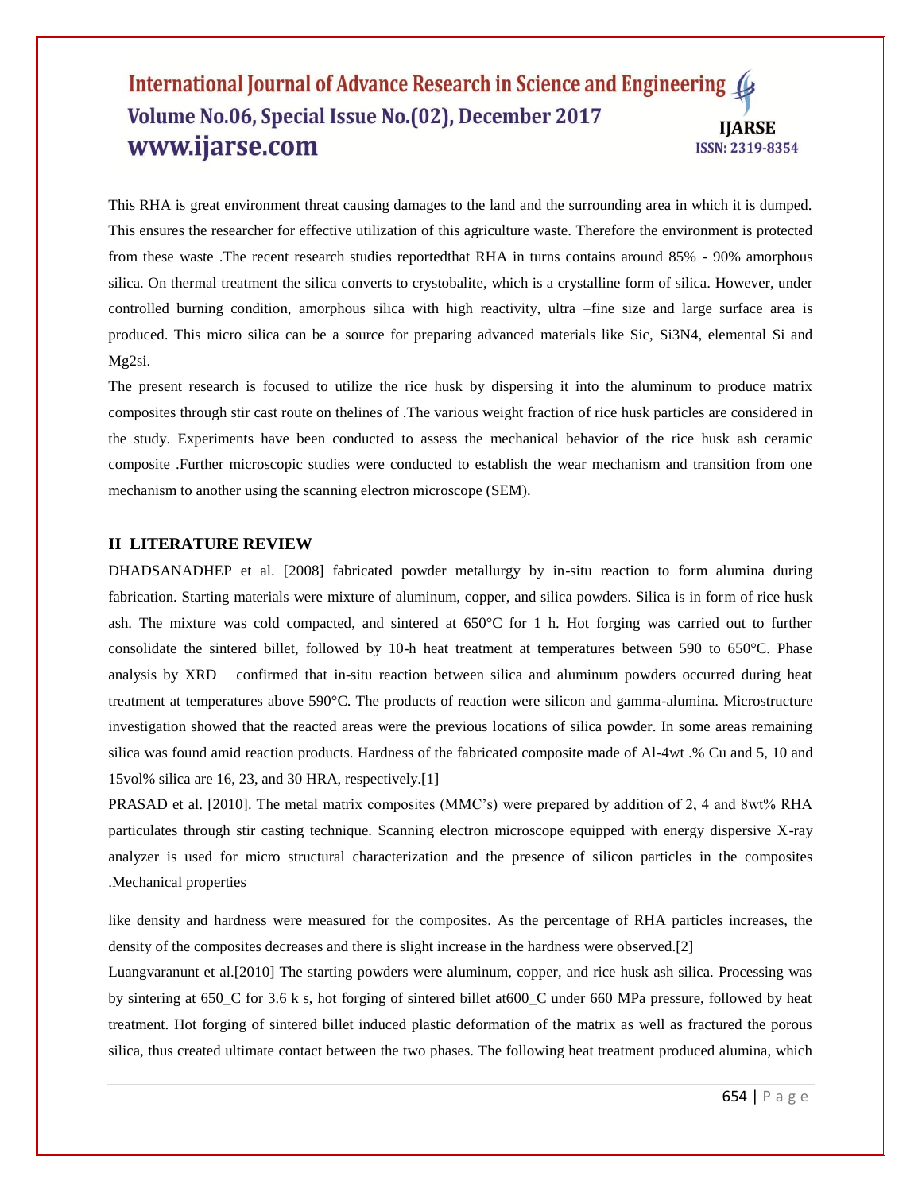This RHA is great environment threat causing damages to the land and the surrounding area in which it is dumped. This ensures the researcher for effective utilization of this agriculture waste. Therefore the environment is protected from these waste .The recent research studies reportedthat RHA in turns contains around 85% - 90% amorphous silica. On thermal treatment the silica converts to crystobalite, which is a crystalline form of silica. However, under controlled burning condition, amorphous silica with high reactivity, ultra –fine size and large surface area is produced. This micro silica can be a source for preparing advanced materials like Sic, $Si_3N_4$, elemental Si and $Mg_2si$.

The present research is focused to utilize the rice husk by dispersing it into the aluminum to produce matrix composites through stir cast route on thelines of .The various weight fraction of rice husk particles are considered in the study. Experiments have been conducted to assess the mechanical behavior of the rice husk ash ceramic composite .Further microscopic studies were conducted to establish the wear mechanism and transition from one mechanism to another using the scanning electron microscope (SEM).

## II LITERATURE REVIEW

DHADSANADHEP et al. [2008] fabricated powder metallurgy by in-situ reaction to form alumina during fabrication. Starting materials were mixture of aluminum, copper, and silica powders. Silica is in form of rice husk ash. The mixture was cold compacted, and sintered at 650°C for 1 h. Hot forging was carried out to further consolidate the sintered billet, followed by 10-h heat treatment at temperatures between 590 to 650°C. Phase analysis by XRD confirmed that in-situ reaction between silica and aluminum powders occurred during heat treatment at temperatures above 590°C. The products of reaction were silicon and gamma-alumina. Microstructure investigation showed that the reacted areas were the previous locations of silica powder. In some areas remaining silica was found amid reaction products. Hardness of the fabricated composite made of Al-4wt .% Cu and 5, 10 and 15vol% silica are 16, 23, and 30 HRA, respectively.[1]

PRASAD et al. [2010]. The metal matrix composites (MMC's) were prepared by addition of 2, 4 and 8wt% RHA particulates through stir casting technique. Scanning electron microscope equipped with energy dispersive X-ray analyzer is used for micro structural characterization and the presence of silicon particles in the composites .Mechanical properties

like density and hardness were measured for the composites. As the percentage of RHA particles increases, the density of the composites decreases and there is slight increase in the hardness were observed.[2]

Luangvaranunt et al.[2010] The starting powders were aluminum, copper, and rice husk ash silica. Processing was by sintering at 650_C for 3.6 k s, hot forging of sintered billet at600_C under 660 MPa pressure, followed by heat treatment. Hot forging of sintered billet induced plastic deformation of the matrix as well as fractured the porous silica, thus created ultimate contact between the two phases. The following heat treatment produced alumina, which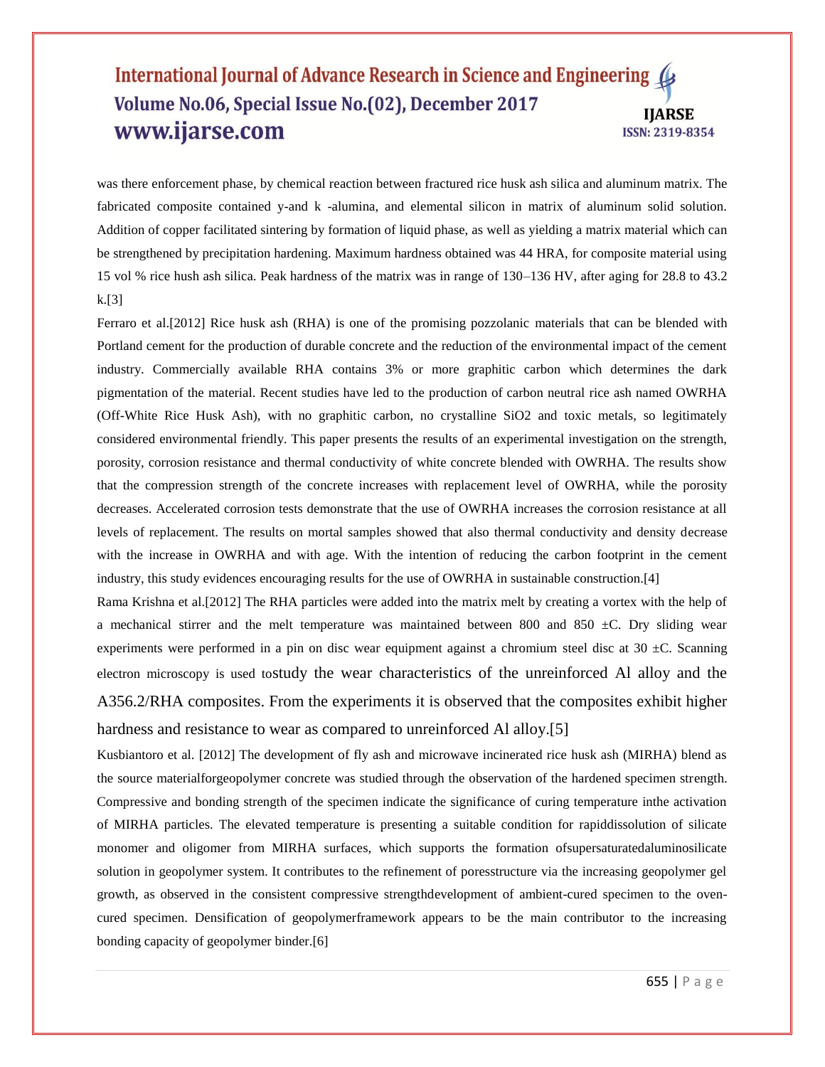was there enforcement phase, by chemical reaction between fractured rice husk ash silica and aluminum matrix. The fabricated composite contained y-and k -alumina, and elemental silicon in matrix of aluminum solid solution. Addition of copper facilitated sintering by formation of liquid phase, as well as yielding a matrix material which can be strengthened by precipitation hardening. Maximum hardness obtained was 44 HRA, for composite material using 15 vol % rice hush ash silica. Peak hardness of the matrix was in range of 130–136 HV, after aging for 28.8 to 43.2 k.[3]

Ferraro et al.[2012] Rice husk ash (RHA) is one of the promising pozzolanic materials that can be blended with Portland cement for the production of durable concrete and the reduction of the environmental impact of the cement industry. Commercially available RHA contains 3% or more graphitic carbon which determines the dark pigmentation of the material. Recent studies have led to the production of carbon neutral rice ash named OWRHA (Off-White Rice Husk Ash), with no graphitic carbon, no crystalline $SiO_2$ and toxic metals, so legitimately considered environmental friendly. This paper presents the results of an experimental investigation on the strength, porosity, corrosion resistance and thermal conductivity of white concrete blended with OWRHA. The results show that the compression strength of the concrete increases with replacement level of OWRHA, while the porosity decreases. Accelerated corrosion tests demonstrate that the use of OWRHA increases the corrosion resistance at all levels of replacement. The results on mortal samples showed that also thermal conductivity and density decrease with the increase in OWRHA and with age. With the intention of reducing the carbon footprint in the cement industry, this study evidences encouraging results for the use of OWRHA in sustainable construction.[4]

Rama Krishna et al.[2012] The RHA particles were added into the matrix melt by creating a vortex with the help of a mechanical stirrer and the melt temperature was maintained between 800 and 850 ±C. Dry sliding wear experiments were performed in a pin on disc wear equipment against a chromium steel disc at 30 ±C. Scanning electron microscopy is used tostudy the wear characteristics of the unreinforced Al alloy and the A356.2/RHA composites. From the experiments it is observed that the composites exhibit higher hardness and resistance to wear as compared to unreinforced Al alloy.[5]

Kusbiantoro et al. [2012] The development of fly ash and microwave incinerated rice husk ash (MIRHA) blend as the source materialforgeopolymer concrete was studied through the observation of the hardened specimen strength. Compressive and bonding strength of the specimen indicate the significance of curing temperature inthe activation of MIRHA particles. The elevated temperature is presenting a suitable condition for rapiddissolution of silicate monomer and oligomer from MIRHA surfaces, which supports the formation ofsupersaturatedaluminosilicate solution in geopolymer system. It contributes to the refinement of poresstructure via the increasing geopolymer gel growth, as observed in the consistent compressive strengthdevelopment of ambient-cured specimen to the oven-cured specimen. Densification of geopolymerframework appears to be the main contributor to the increasing bonding capacity of geopolymer binder.[6]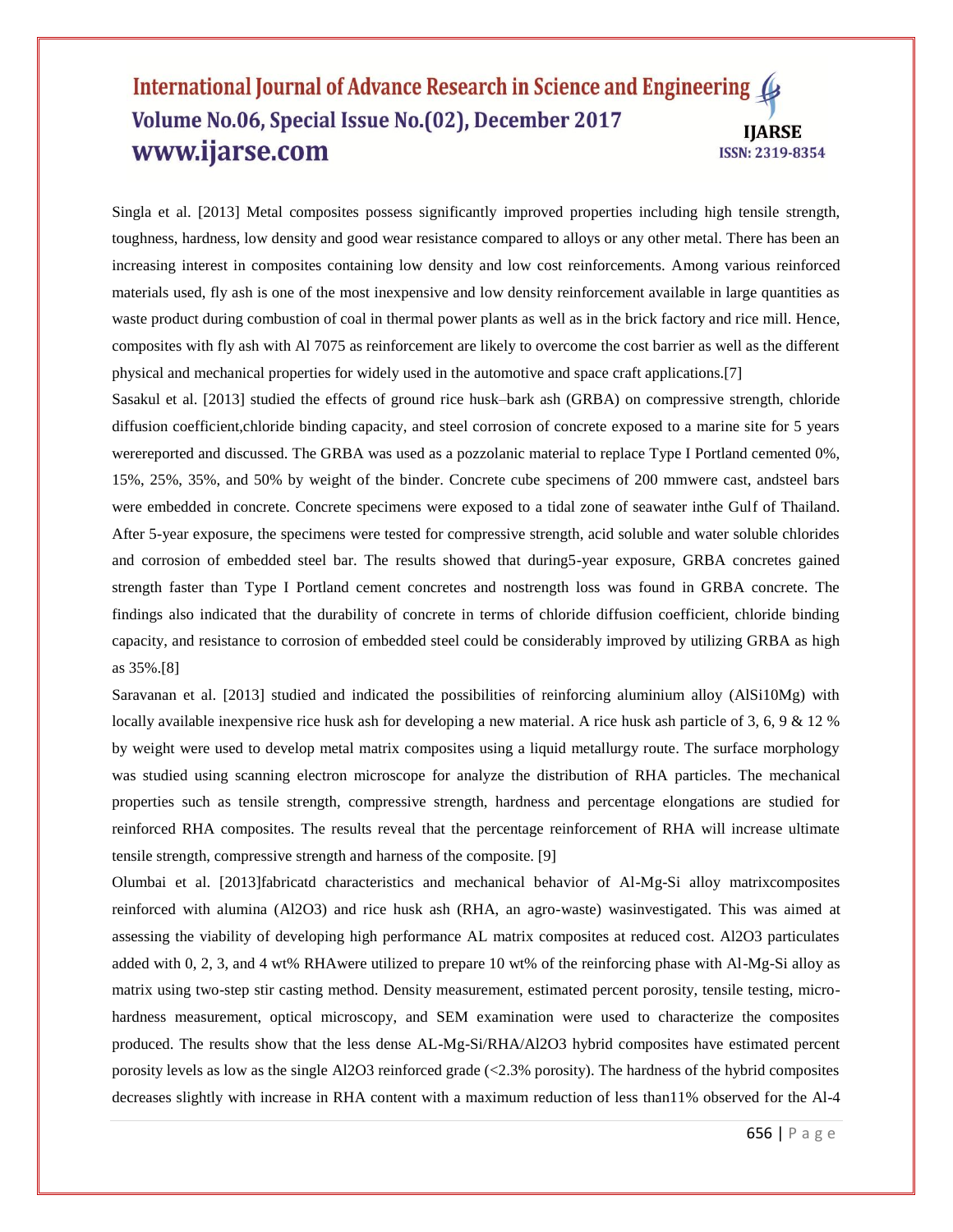Singla et al. [2013] Metal composites possess significantly improved properties including high tensile strength, toughness, hardness, low density and good wear resistance compared to alloys or any other metal. There has been an increasing interest in composites containing low density and low cost reinforcements. Among various reinforced materials used, fly ash is one of the most inexpensive and low density reinforcement available in large quantities as waste product during combustion of coal in thermal power plants as well as in the brick factory and rice mill. Hence, composites with fly ash with Al 7075 as reinforcement are likely to overcome the cost barrier as well as the different physical and mechanical properties for widely used in the automotive and space craft applications.[7]

Sasakul et al. [2013] studied the effects of ground rice husk–bark ash (GRBA) on compressive strength, chloride diffusion coefficient,chloride binding capacity, and steel corrosion of concrete exposed to a marine site for 5 years werereported and discussed. The GRBA was used as a pozzolanic material to replace Type I Portland cemented 0%, 15%, 25%, 35%, and 50% by weight of the binder. Concrete cube specimens of 200 mmwere cast, andsteel bars were embedded in concrete. Concrete specimens were exposed to a tidal zone of seawater inthe Gulf of Thailand. After 5-year exposure, the specimens were tested for compressive strength, acid soluble and water soluble chlorides and corrosion of embedded steel bar. The results showed that during5-year exposure, GRBA concretes gained strength faster than Type I Portland cement concretes and nostrength loss was found in GRBA concrete. The findings also indicated that the durability of concrete in terms of chloride diffusion coefficient, chloride binding capacity, and resistance to corrosion of embedded steel could be considerably improved by utilizing GRBA as high as 35%.[8]

Saravanan et al. [2013] studied and indicated the possibilities of reinforcing aluminium alloy (AlSi10Mg) with locally available inexpensive rice husk ash for developing a new material. A rice husk ash particle of 3, 6, 9 & 12 % by weight were used to develop metal matrix composites using a liquid metallurgy route. The surface morphology was studied using scanning electron microscope for analyze the distribution of RHA particles. The mechanical properties such as tensile strength, compressive strength, hardness and percentage elongations are studied for reinforced RHA composites. The results reveal that the percentage reinforcement of RHA will increase ultimate tensile strength, compressive strength and harness of the composite. [9]

Olumbai et al. [2013]fabricatd characteristics and mechanical behavior of Al-Mg-Si alloy matrixcomposites reinforced with alumina ($Al_2O_3$) and rice husk ash (RHA, an agro-waste) wasinvestigated. This was aimed at assessing the viability of developing high performance AL matrix composites at reduced cost. $Al_2O_3$ particulates added with 0, 2, 3, and 4 wt% RHAwere utilized to prepare 10 wt% of the reinforcing phase with Al-Mg-Si alloy as matrix using two-step stir casting method. Density measurement, estimated percent porosity, tensile testing, micro-hardness measurement, optical microscopy, and SEM examination were used to characterize the composites produced. The results show that the less dense AL-Mg-Si/RHA/$Al_2O_3$ hybrid composites have estimated percent porosity levels as low as the single $Al_2O_3$ reinforced grade (<2.3% porosity). The hardness of the hybrid composites decreases slightly with increase in RHA content with a maximum reduction of less than11% observed for the Al-4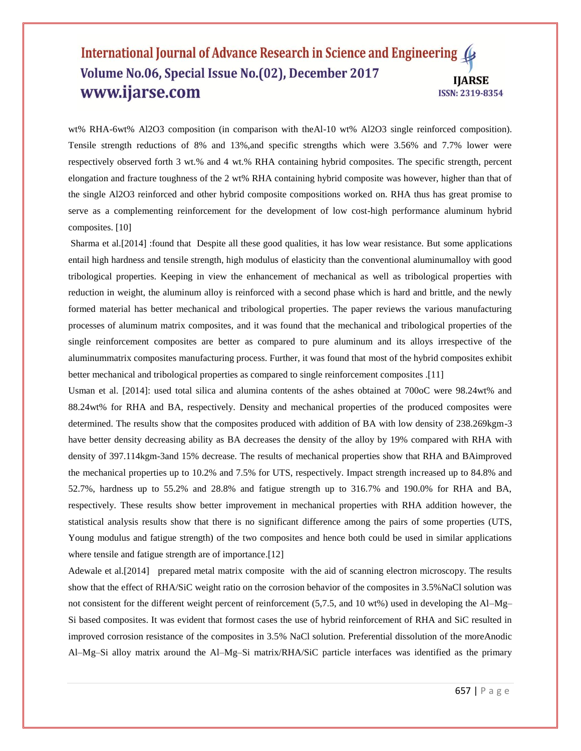wt% RHA-6wt% $Al_2O_3$ composition (in comparison with theAl-10 wt% $Al_2O_3$ single reinforced composition). Tensile strength reductions of 8% and 13%,and specific strengths which were 3.56% and 7.7% lower were respectively observed forth 3 wt.% and 4 wt.% RHA containing hybrid composites. The specific strength, percent elongation and fracture toughness of the 2 wt% RHA containing hybrid composite was however, higher than that of the single $Al_2O_3$ reinforced and other hybrid composite compositions worked on. RHA thus has great promise to serve as a complementing reinforcement for the development of low cost-high performance aluminum hybrid composites. [10]

Sharma et al.[2014] :found that Despite all these good qualities, it has low wear resistance. But some applications entail high hardness and tensile strength, high modulus of elasticity than the conventional aluminumalloy with good tribological properties. Keeping in view the enhancement of mechanical as well as tribological properties with reduction in weight, the aluminum alloy is reinforced with a second phase which is hard and brittle, and the newly formed material has better mechanical and tribological properties. The paper reviews the various manufacturing processes of aluminum matrix composites, and it was found that the mechanical and tribological properties of the single reinforcement composites are better as compared to pure aluminum and its alloys irrespective of the aluminummatrix composites manufacturing process. Further, it was found that most of the hybrid composites exhibit better mechanical and tribological properties as compared to single reinforcement composites .[11]

Usman et al. [2014]: used total silica and alumina contents of the ashes obtained at 700oC were 98.24wt% and 88.24wt% for RHA and BA, respectively. Density and mechanical properties of the produced composites were determined. The results show that the composites produced with addition of BA with low density of 238.269kgm-3 have better density decreasing ability as BA decreases the density of the alloy by 19% compared with RHA with density of 397.114kgm-3and 15% decrease. The results of mechanical properties show that RHA and BAimproved the mechanical properties up to 10.2% and 7.5% for UTS, respectively. Impact strength increased up to 84.8% and 52.7%, hardness up to 55.2% and 28.8% and fatigue strength up to 316.7% and 190.0% for RHA and BA, respectively. These results show better improvement in mechanical properties with RHA addition however, the statistical analysis results show that there is no significant difference among the pairs of some properties (UTS, Young modulus and fatigue strength) of the two composites and hence both could be used in similar applications where tensile and fatigue strength are of importance.[12]

Adewale et al.[2014] prepared metal matrix composite with the aid of scanning electron microscopy. The results show that the effect of RHA/SiC weight ratio on the corrosion behavior of the composites in 3.5%NaCl solution was not consistent for the different weight percent of reinforcement (5,7.5, and 10 wt%) used in developing the Al–Mg–Si based composites. It was evident that formost cases the use of hybrid reinforcement of RHA and SiC resulted in improved corrosion resistance of the composites in 3.5% NaCl solution. Preferential dissolution of the moreAnodic Al–Mg–Si alloy matrix around the Al–Mg–Si matrix/RHA/SiC particle interfaces was identified as the primary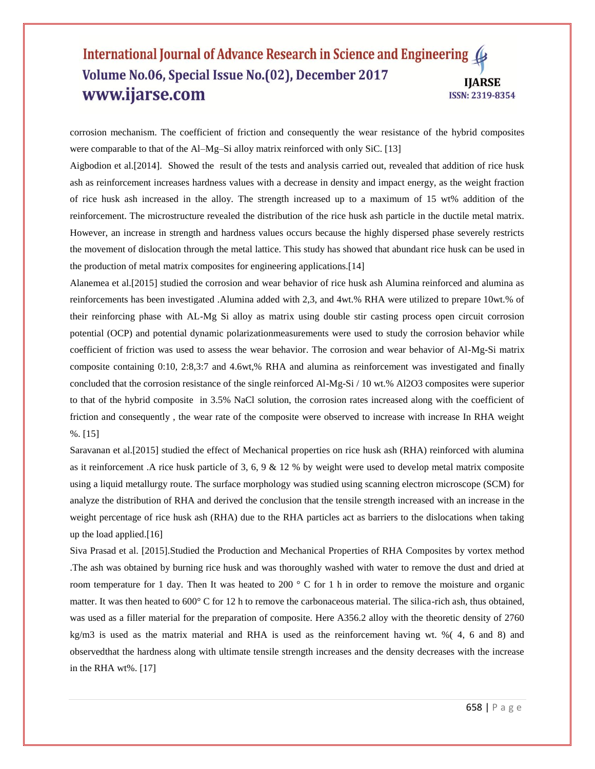corrosion mechanism. The coefficient of friction and consequently the wear resistance of the hybrid composites were comparable to that of the Al–Mg–Si alloy matrix reinforced with only SiC. [13]

Aigbodion et al.[2014]. Showed the result of the tests and analysis carried out, revealed that addition of rice husk ash as reinforcement increases hardness values with a decrease in density and impact energy, as the weight fraction of rice husk ash increased in the alloy. The strength increased up to a maximum of 15 wt% addition of the reinforcement. The microstructure revealed the distribution of the rice husk ash particle in the ductile metal matrix. However, an increase in strength and hardness values occurs because the highly dispersed phase severely restricts the movement of dislocation through the metal lattice. This study has showed that abundant rice husk can be used in the production of metal matrix composites for engineering applications.[14]

Alanemea et al.[2015] studied the corrosion and wear behavior of rice husk ash Alumina reinforced and alumina as reinforcements has been investigated .Alumina added with 2,3, and 4wt.% RHA were utilized to prepare 10wt.% of their reinforcing phase with AL-Mg Si alloy as matrix using double stir casting process open circuit corrosion potential (OCP) and potential dynamic polarizationmeasurements were used to study the corrosion behavior while coefficient of friction was used to assess the wear behavior. The corrosion and wear behavior of Al-Mg-Si matrix composite containing 0:10, 2:8,3:7 and 4.6wt,% RHA and alumina as reinforcement was investigated and finally concluded that the corrosion resistance of the single reinforced Al-Mg-Si / 10 wt.% $Al_2O_3$ composites were superior to that of the hybrid composite in 3.5% NaCl solution, the corrosion rates increased along with the coefficient of friction and consequently , the wear rate of the composite were observed to increase with increase In RHA weight %. [15]

Saravanan et al.[2015] studied the effect of Mechanical properties on rice husk ash (RHA) reinforced with alumina as it reinforcement .A rice husk particle of 3, 6, 9 & 12 % by weight were used to develop metal matrix composite using a liquid metallurgy route. The surface morphology was studied using scanning electron microscope (SCM) for analyze the distribution of RHA and derived the conclusion that the tensile strength increased with an increase in the weight percentage of rice husk ash (RHA) due to the RHA particles act as barriers to the dislocations when taking up the load applied.[16]

Siva Prasad et al. [2015].Studied the Production and Mechanical Properties of RHA Composites by vortex method .The ash was obtained by burning rice husk and was thoroughly washed with water to remove the dust and dried at room temperature for 1 day. Then It was heated to 200 ° C for 1 h in order to remove the moisture and organic matter. It was then heated to 600° C for 12 h to remove the carbonaceous material. The silica-rich ash, thus obtained, was used as a filler material for the preparation of composite. Here A356.2 alloy with the theoretic density of 2760 kg/m3 is used as the matrix material and RHA is used as the reinforcement having wt. %( 4, 6 and 8) and observedthat the hardness along with ultimate tensile strength increases and the density decreases with the increase in the RHA wt%. [17]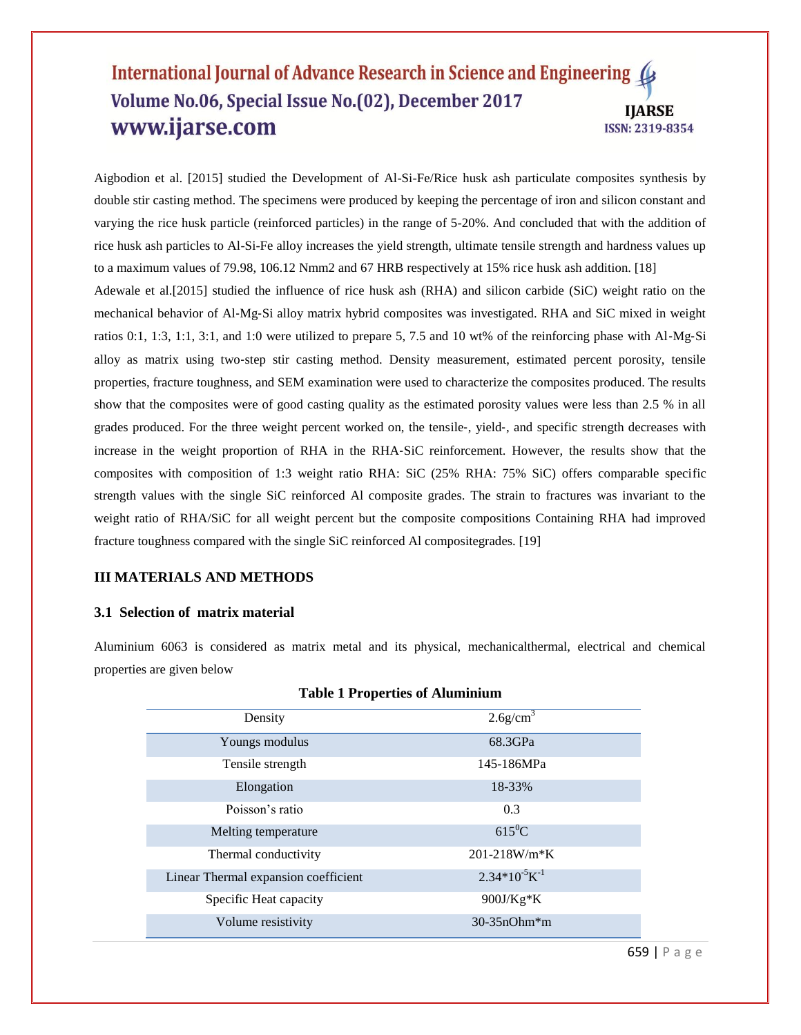Aigbodion et al. [2015] studied the Development of Al-Si-Fe/Rice husk ash particulate composites synthesis by double stir casting method. The specimens were produced by keeping the percentage of iron and silicon constant and varying the rice husk particle (reinforced particles) in the range of 5-20%. And concluded that with the addition of rice husk ash particles to Al-Si-Fe alloy increases the yield strength, ultimate tensile strength and hardness values up to a maximum values of 79.98, 106.12 Nmm2 and 67 HRB respectively at 15% rice husk ash addition. [18]

Adewale et al.[2015] studied the influence of rice husk ash (RHA) and silicon carbide (SiC) weight ratio on the mechanical behavior of Al-Mg-Si alloy matrix hybrid composites was investigated. RHA and SiC mixed in weight ratios 0:1, 1:3, 1:1, 3:1, and 1:0 were utilized to prepare 5, 7.5 and 10 wt% of the reinforcing phase with Al-Mg-Si alloy as matrix using two-step stir casting method. Density measurement, estimated percent porosity, tensile properties, fracture toughness, and SEM examination were used to characterize the composites produced. The results show that the composites were of good casting quality as the estimated porosity values were less than 2.5 % in all grades produced. For the three weight percent worked on, the tensile-, yield-, and specific strength decreases with increase in the weight proportion of RHA in the RHA-SiC reinforcement. However, the results show that the composites with composition of 1:3 weight ratio RHA: SiC (25% RHA: 75% SiC) offers comparable specific strength values with the single SiC reinforced Al composite grades. The strain to fractures was invariant to the weight ratio of RHA/SiC for all weight percent but the composite compositions Containing RHA had improved fracture toughness compared with the single SiC reinforced Al compositegrades. [19]

## III MATERIALS AND METHODS

### 3.1 Selection of matrix material

Aluminium 6063 is considered as matrix metal and its physical, mechanicalthermal, electrical and chemical properties are given below

**Table 1 Properties of Aluminium**

| | |
|---|---|
| Density | $2.6 g/cm^3$ |
| Youngs modulus | 68.3GPa |
| Tensile strength | 145-186MPa |
| Elongation | 18-33% |
| Poisson's ratio | 0.3 |
| Melting temperature | $615^0C$ |
| Thermal conductivity | 201-218W/m*K |
| Linear Thermal expansion coefficient | $2.34*10^{-5}K^{-1}$ |
| Specific Heat capacity | 900J/Kg*K |
| Volume resistivity | 30-35nOhm*m |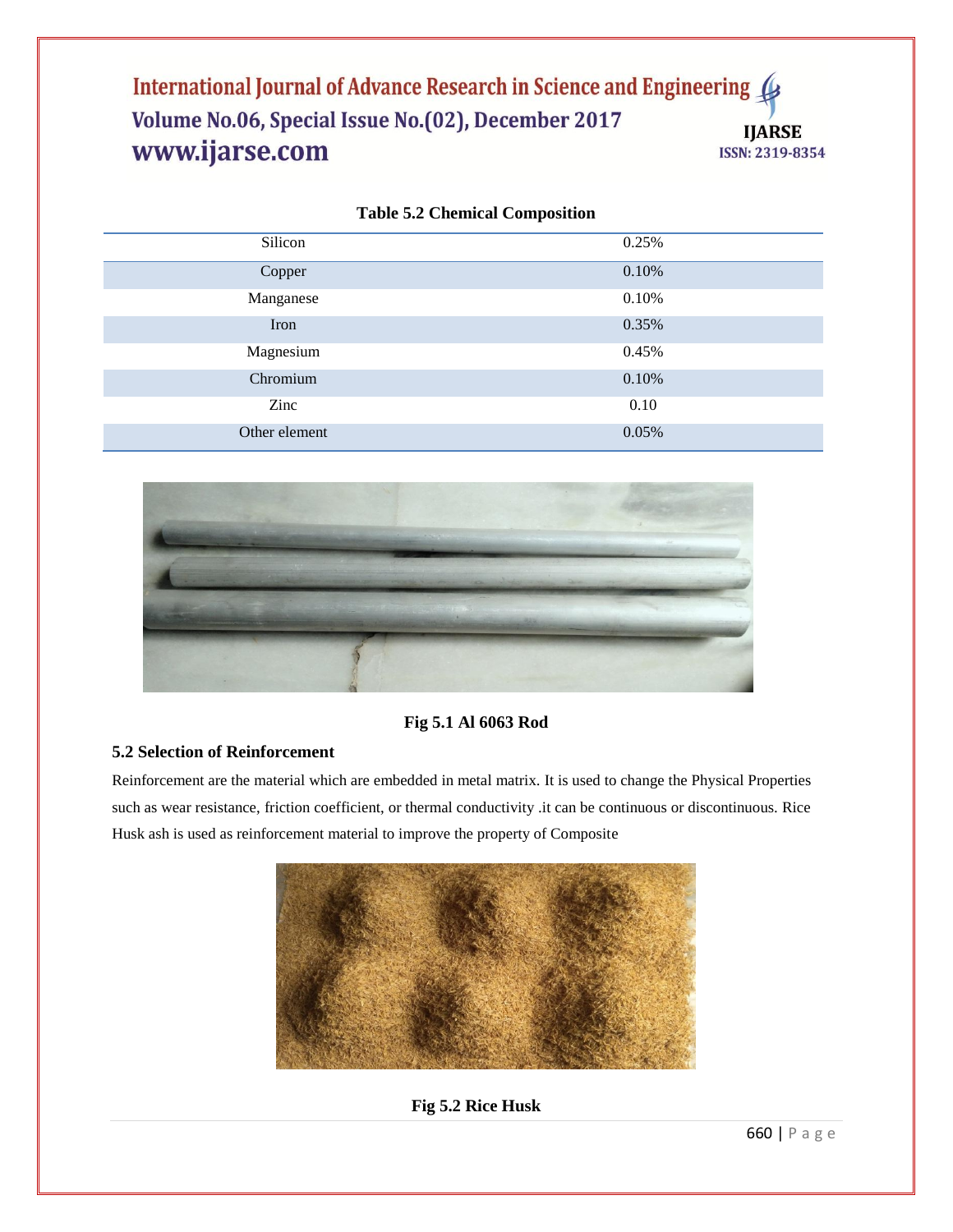**Table 5.2 Chemical Composition**

| Element | Composition |
| --- | --- |
| Silicon | 0.25% |
| Copper | 0.10% |
| Manganese | 0.10% |
| Iron | 0.35% |
| Magnesium | 0.45% |
| Chromium | 0.10% |
| Zinc | 0.10 |
| Other element | 0.05% |

**Fig 5.1 Al 6063 Rod**

### 5.2 Selection of Reinforcement

Reinforcement are the material which are embedded in metal matrix. It is used to change the Physical Properties such as wear resistance, friction coefficient, or thermal conductivity .it can be continuous or discontinuous. Rice Husk ash is used as reinforcement material to improve the property of Composite

**Fig 5.2 Rice Husk**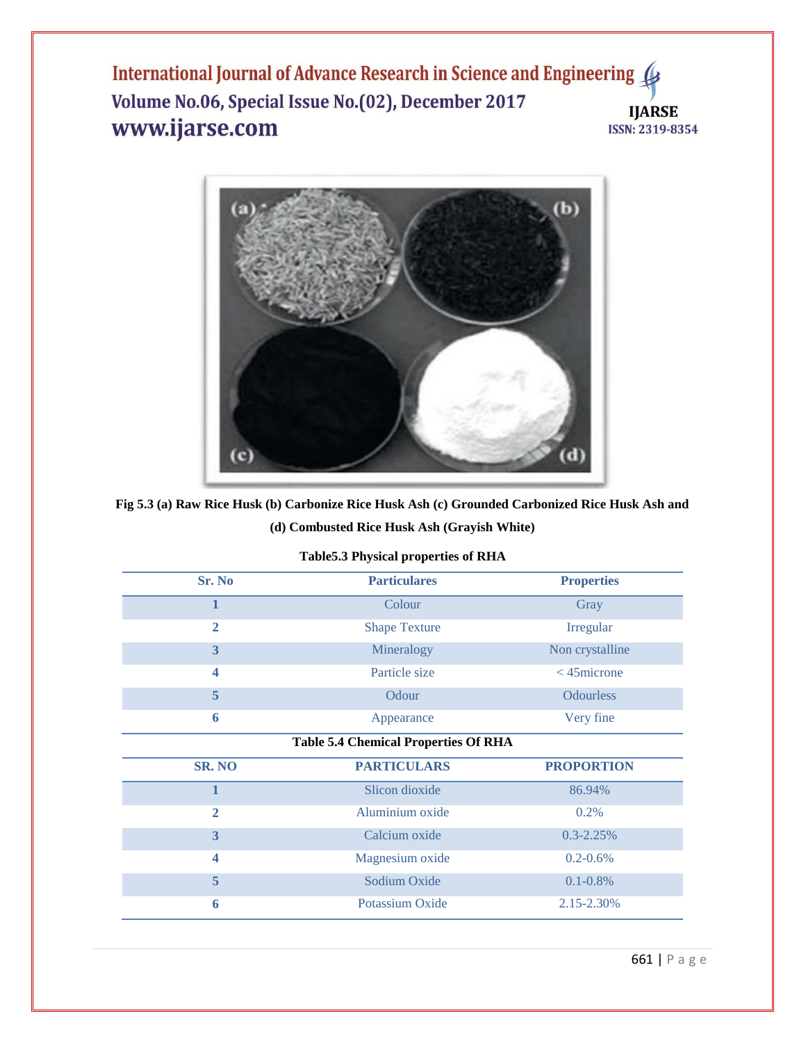Fig 5.3 (a) Raw Rice Husk (b) Carbonize Rice Husk Ash (c) Grounded Carbonized Rice Husk Ash and (d) Combusted Rice Husk Ash (Grayish White)

**Table5.3 Physical properties of RHA**

| Sr. No | Particulares | Properties |
|---|---|---|
| 1 | Colour | Gray |
| 2 | Shape Texture | Irregular |
| 3 | Mineralogy | Non crystalline |
| 4 | Particle size | < 45microne |
| 5 | Odour | Odourless |
| 6 | Appearance | Very fine |

**Table 5.4 Chemical Properties Of RHA**

| SR. NO | PARTICULARS | PROPORTION |
|---|---|---|
| 1 | Slicon dioxide | 86.94% |
| 2 | Aluminium oxide | 0.2% |
| 3 | Calcium oxide | 0.3-2.25% |
| 4 | Magnesium oxide | 0.2-0.6% |
| 5 | Sodium Oxide | 0.1-0.8% |
| 6 | Potassium Oxide | 2.15-2.30% |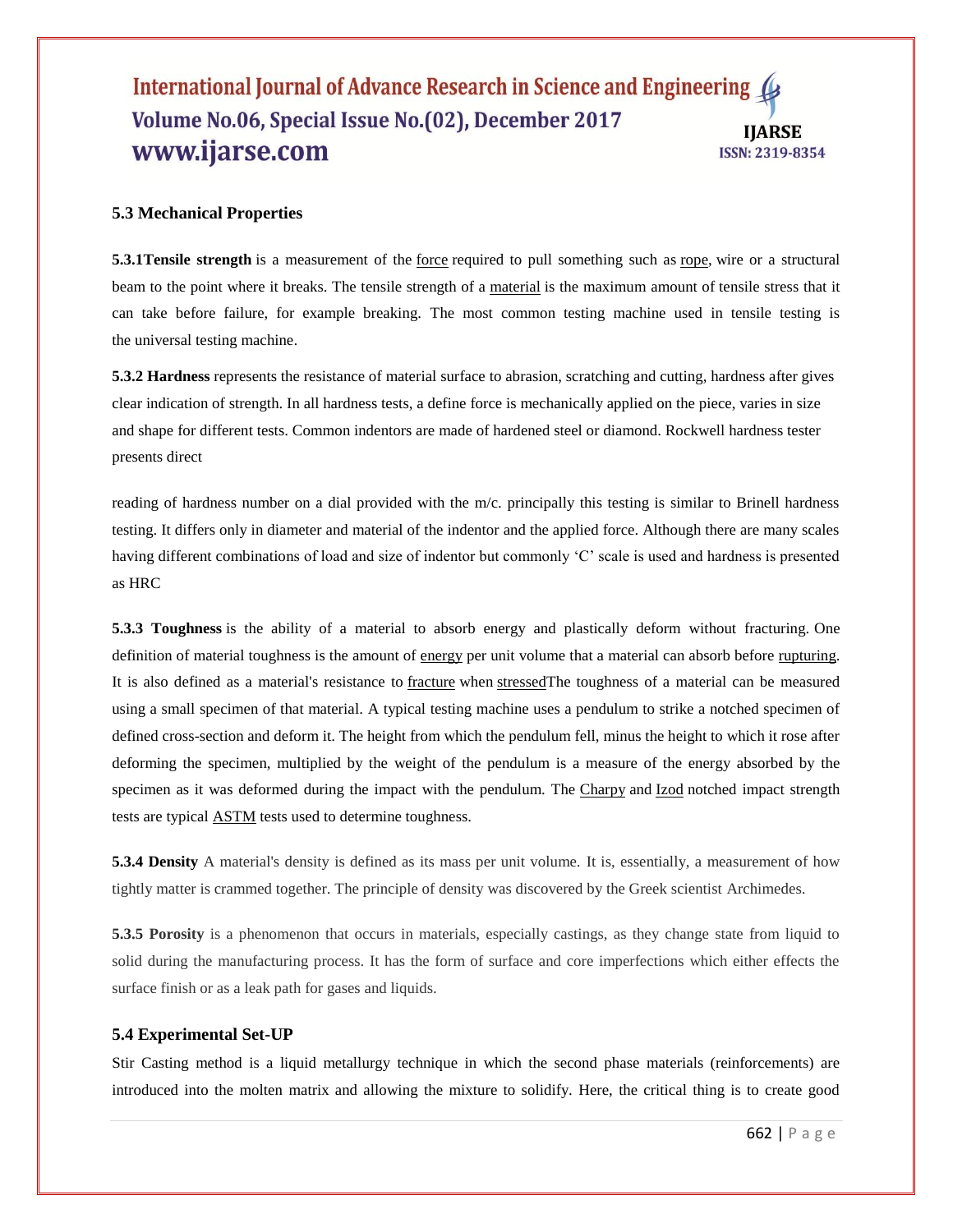### 5.3 Mechanical Properties

**5.3.1Tensile strength** is a measurement of the force required to pull something such as rope, wire or a structural beam to the point where it breaks. The tensile strength of a material is the maximum amount of tensile stress that it can take before failure, for example breaking. The most common testing machine used in tensile testing is the universal testing machine.

**5.3.2 Hardness** represents the resistance of material surface to abrasion, scratching and cutting, hardness after gives clear indication of strength. In all hardness tests, a define force is mechanically applied on the piece, varies in size and shape for different tests. Common indentors are made of hardened steel or diamond. Rockwell hardness tester presents direct

reading of hardness number on a dial provided with the m/c. principally this testing is similar to Brinell hardness testing. It differs only in diameter and material of the indentor and the applied force. Although there are many scales having different combinations of load and size of indentor but commonly 'C' scale is used and hardness is presented as HRC

**5.3.3 Toughness** is the ability of a material to absorb energy and plastically deform without fracturing. One definition of material toughness is the amount of energy per unit volume that a material can absorb before rupturing. It is also defined as a material's resistance to fracture when stressedThe toughness of a material can be measured using a small specimen of that material. A typical testing machine uses a pendulum to strike a notched specimen of defined cross-section and deform it. The height from which the pendulum fell, minus the height to which it rose after deforming the specimen, multiplied by the weight of the pendulum is a measure of the energy absorbed by the specimen as it was deformed during the impact with the pendulum. The Charpy and Izod notched impact strength tests are typical ASTM tests used to determine toughness.

**5.3.4 Density** A material's density is defined as its mass per unit volume. It is, essentially, a measurement of how tightly matter is crammed together. The principle of density was discovered by the Greek scientist Archimedes.

**5.3.5 Porosity** is a phenomenon that occurs in materials, especially castings, as they change state from liquid to solid during the manufacturing process. It has the form of surface and core imperfections which either effects the surface finish or as a leak path for gases and liquids.

### 5.4 Experimental Set-UP

Stir Casting method is a liquid metallurgy technique in which the second phase materials (reinforcements) are introduced into the molten matrix and allowing the mixture to solidify. Here, the critical thing is to create good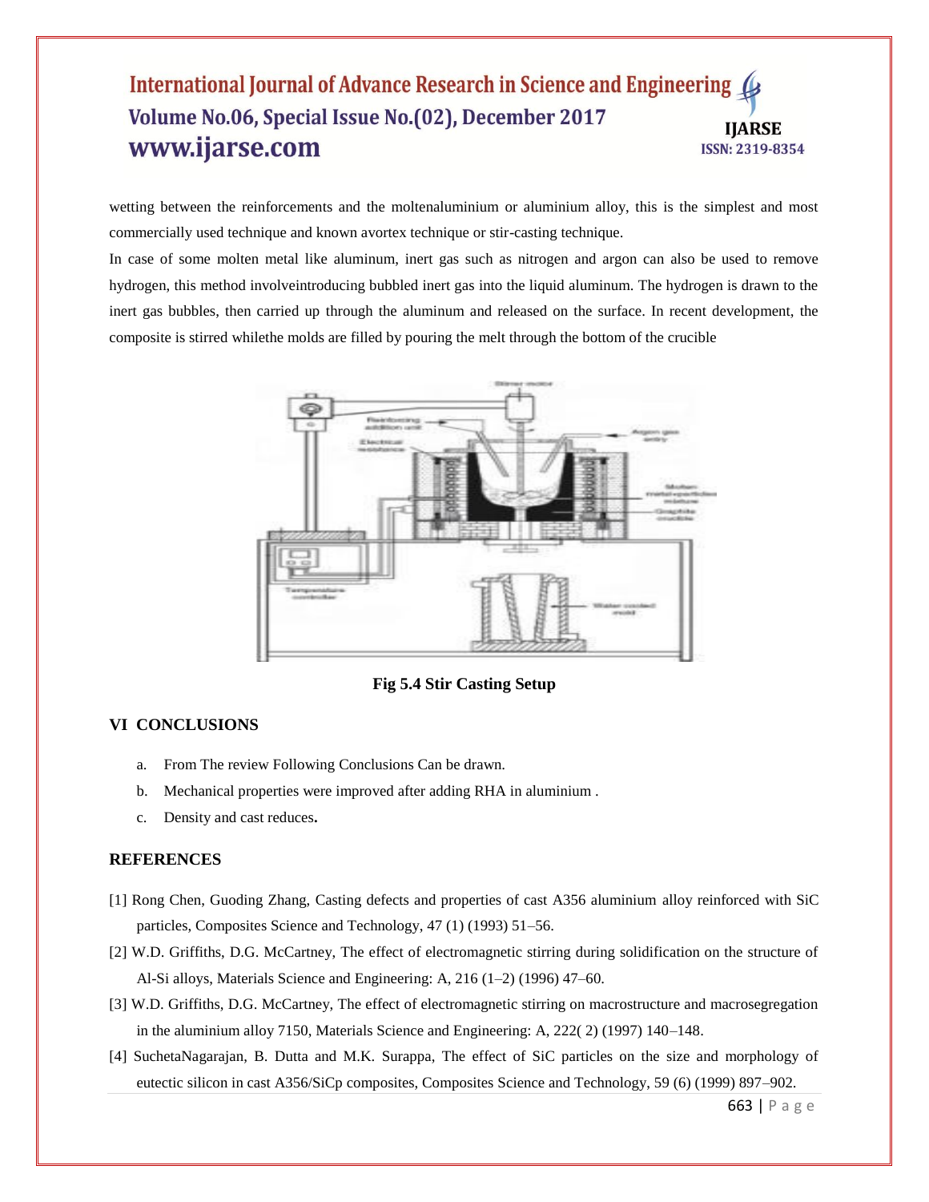wetting between the reinforcements and the moltenaluminium or aluminium alloy, this is the simplest and most commercially used technique and known avortex technique or stir-casting technique.

In case of some molten metal like aluminum, inert gas such as nitrogen and argon can also be used to remove hydrogen, this method involveintroducing bubbled inert gas into the liquid aluminum. The hydrogen is drawn to the inert gas bubbles, then carried up through the aluminum and released on the surface. In recent development, the composite is stirred whilethe molds are filled by pouring the melt through the bottom of the crucible

**Fig 5.4 Stir Casting Setup**

## VI CONCLUSIONS

a. From The review Following Conclusions Can be drawn.

b. Mechanical properties were improved after adding RHA in aluminium .

c. Density and cast reduces**.**

## REFERENCES

[1] Rong Chen, Guoding Zhang, Casting defects and properties of cast A356 aluminium alloy reinforced with SiC particles, Composites Science and Technology, 47 (1) (1993) 51–56.

[2] W.D. Griffiths, D.G. McCartney, The effect of electromagnetic stirring during solidification on the structure of Al-Si alloys, Materials Science and Engineering: A, 216 (1–2) (1996) 47–60.

[3] W.D. Griffiths, D.G. McCartney, The effect of electromagnetic stirring on macrostructure and macrosegregation in the aluminium alloy 7150, Materials Science and Engineering: A, 222( 2) (1997) 140–148.

[4] SuchetaNagarajan, B. Dutta and M.K. Surappa, The effect of SiC particles on the size and morphology of eutectic silicon in cast A356/SiCp composites, Composites Science and Technology, 59 (6) (1999) 897–902.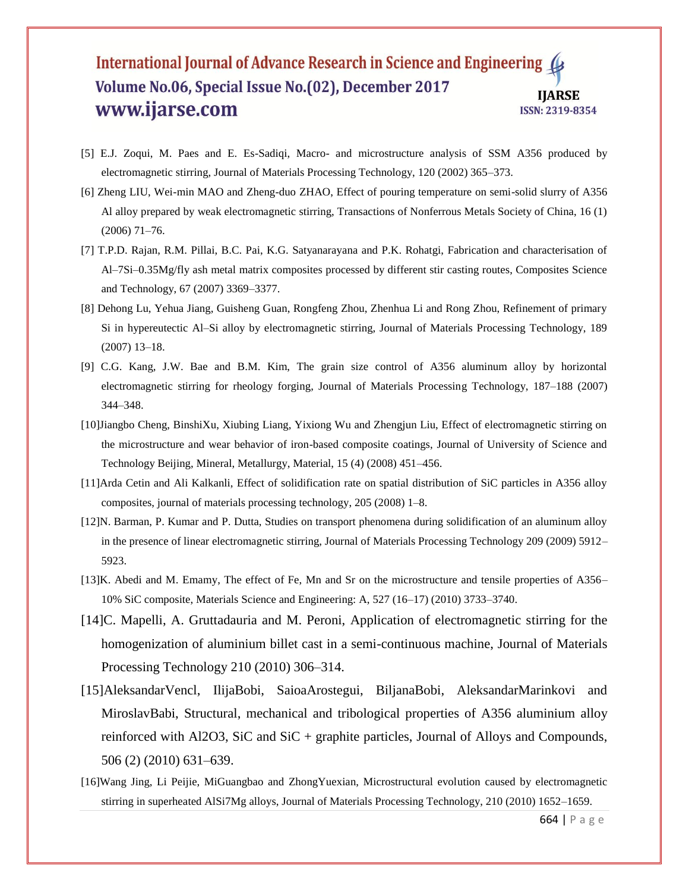[5] E.J. Zoqui, M. Paes and E. Es-Sadiqi, Macro- and microstructure analysis of SSM A356 produced by electromagnetic stirring, Journal of Materials Processing Technology, 120 (2002) 365–373.

[6] Zheng LIU, Wei-min MAO and Zheng-duo ZHAO, Effect of pouring temperature on semi-solid slurry of A356 Al alloy prepared by weak electromagnetic stirring, Transactions of Nonferrous Metals Society of China, 16 (1) (2006) 71–76.

[7] T.P.D. Rajan, R.M. Pillai, B.C. Pai, K.G. Satyanarayana and P.K. Rohatgi, Fabrication and characterisation of Al–7Si–0.35Mg/fly ash metal matrix composites processed by different stir casting routes, Composites Science and Technology, 67 (2007) 3369–3377.

[8] Dehong Lu, Yehua Jiang, Guisheng Guan, Rongfeng Zhou, Zhenhua Li and Rong Zhou, Refinement of primary Si in hypereutectic Al–Si alloy by electromagnetic stirring, Journal of Materials Processing Technology, 189 (2007) 13–18.

[9] C.G. Kang, J.W. Bae and B.M. Kim, The grain size control of A356 aluminum alloy by horizontal electromagnetic stirring for rheology forging, Journal of Materials Processing Technology, 187–188 (2007) 344–348.

[10]Jiangbo Cheng, BinshiXu, Xiubing Liang, Yixiong Wu and Zhengjun Liu, Effect of electromagnetic stirring on the microstructure and wear behavior of iron-based composite coatings, Journal of University of Science and Technology Beijing, Mineral, Metallurgy, Material, 15 (4) (2008) 451–456.

[11]Arda Cetin and Ali Kalkanli, Effect of solidification rate on spatial distribution of SiC particles in A356 alloy composites, journal of materials processing technology, 205 (2008) 1–8.

[12]N. Barman, P. Kumar and P. Dutta, Studies on transport phenomena during solidification of an aluminum alloy in the presence of linear electromagnetic stirring, Journal of Materials Processing Technology 209 (2009) 5912–5923.

[13]K. Abedi and M. Emamy, The effect of Fe, Mn and Sr on the microstructure and tensile properties of A356–10% SiC composite, Materials Science and Engineering: A, 527 (16–17) (2010) 3733–3740.

[14]C. Mapelli, A. Gruttadauria and M. Peroni, Application of electromagnetic stirring for the homogenization of aluminium billet cast in a semi-continuous machine, Journal of Materials Processing Technology 210 (2010) 306–314.

[15]AleksandarVencl, IlijaBobi, SaioaArostegui, BiljanaBobi, AleksandarMarinkovi and MiroslavBabi, Structural, mechanical and tribological properties of A356 aluminium alloy reinforced with $Al_2O_3$, SiC and SiC + graphite particles, Journal of Alloys and Compounds, 506 (2) (2010) 631–639.

[16]Wang Jing, Li Peijie, MiGuangbao and ZhongYuexian, Microstructural evolution caused by electromagnetic stirring in superheated AlSi7Mg alloys, Journal of Materials Processing Technology, 210 (2010) 1652–1659.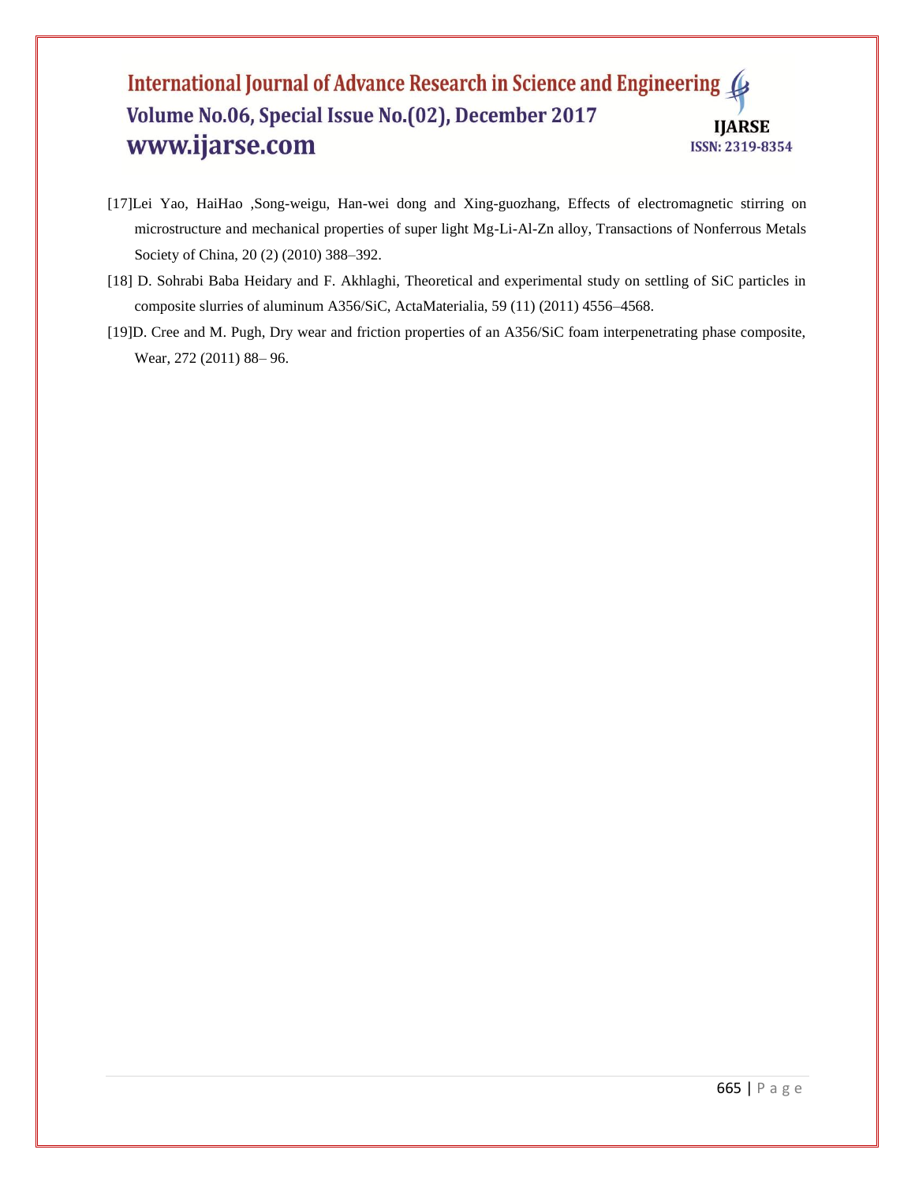[17]Lei Yao, HaiHao ,Song-weigu, Han-wei dong and Xing-guozhang, Effects of electromagnetic stirring on microstructure and mechanical properties of super light Mg-Li-Al-Zn alloy, Transactions of Nonferrous Metals Society of China, 20 (2) (2010) 388–392.

[18] D. Sohrabi Baba Heidary and F. Akhlaghi, Theoretical and experimental study on settling of SiC particles in composite slurries of aluminum A356/SiC, ActaMaterialia, 59 (11) (2011) 4556–4568.

[19]D. Cree and M. Pugh, Dry wear and friction properties of an A356/SiC foam interpenetrating phase composite, Wear, 272 (2011) 88– 96.